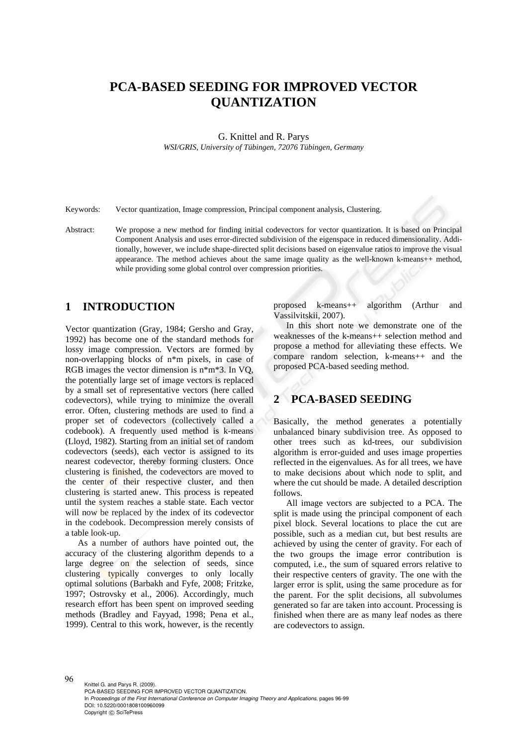# PCA-BASED SEEDING FOR IMPROVED VECTOR QUANTIZATION

G. Knittel and R. Parys

*WSI/GRIS, University of Tübingen, 72076 Tübingen, Germany*

Keywords: Vector quantization, Image compression, Principal component analysis, Clustering.

Abstract: We propose a new method for finding initial codevectors for vector quantization. It is based on Principal Component Analysis and uses error-directed subdivision of the eigenspace in reduced dimensionality. Additionally, however, we include shape-directed split decisions based on eigenvalue ratios to improve the visual appearance. The method achieves about the same image quality as the well-known k-means++ method, while providing some global control over compression priorities.

## 1 INTRODUCTION

Vector quantization (Gray, 1984; Gersho and Gray, 1992) has become one of the standard methods for lossy image compression. Vectors are formed by non-overlapping blocks of n*m pixels, in case of RGB images the vector dimension is n*m*3. In VQ, the potentially large set of image vectors is replaced by a small set of representative vectors (here called codevectors), while trying to minimize the overall error. Often, clustering methods are used to find a proper set of codevectors (collectively called a codebook). A frequently used method is k-means (Lloyd, 1982). Starting from an initial set of random codevectors (seeds), each vector is assigned to its nearest codevector, thereby forming clusters. Once clustering is finished, the codevectors are moved to the center of their respective cluster, and then clustering is started anew. This process is repeated until the system reaches a stable state. Each vector will now be replaced by the index of its codevector in the codebook. Decompression merely consists of a table look-up.

As a number of authors have pointed out, the accuracy of the clustering algorithm depends to a large degree on the selection of seeds, since clustering typically converges to only locally optimal solutions (Barbakh and Fyfe, 2008; Fritzke, 1997; Ostrovsky et al., 2006). Accordingly, much research effort has been spent on improved seeding methods (Bradley and Fayyad, 1998; Pena et al., 1999). Central to this work, however, is the recently proposed k-means++ algorithm (Arthur and Vassilvitskii, 2007).

In this short note we demonstrate one of the weaknesses of the k-means++ selection method and propose a method for alleviating these effects. We compare random selection, k-means++ and the proposed PCA-based seeding method.

## 2 PCA-BASED SEEDING

Basically, the method generates a potentially unbalanced binary subdivision tree. As opposed to other trees such as kd-trees, our subdivision algorithm is error-guided and uses image properties reflected in the eigenvalues. As for all trees, we have to make decisions about which node to split, and where the cut should be made. A detailed description follows.

All image vectors are subjected to a PCA. The split is made using the principal component of each pixel block. Several locations to place the cut are possible, such as a median cut, but best results are achieved by using the center of gravity. For each of the two groups the image error contribution is computed, i.e., the sum of squared errors relative to their respective centers of gravity. The one with the larger error is split, using the same procedure as for the parent. For the split decisions, all subvolumes generated so far are taken into account. Processing is finished when there are as many leaf nodes as there are codevectors to assign.

Knittel G. and Parys R. (2009).
PCA-BASED SEEDING FOR IMPROVED VECTOR QUANTIZATION.
In *Proceedings of the First International Conference on Computer Imaging Theory and Applications*, pages 96-99
DOI: 10.5220/0001808100960099
Copyright © SciTePress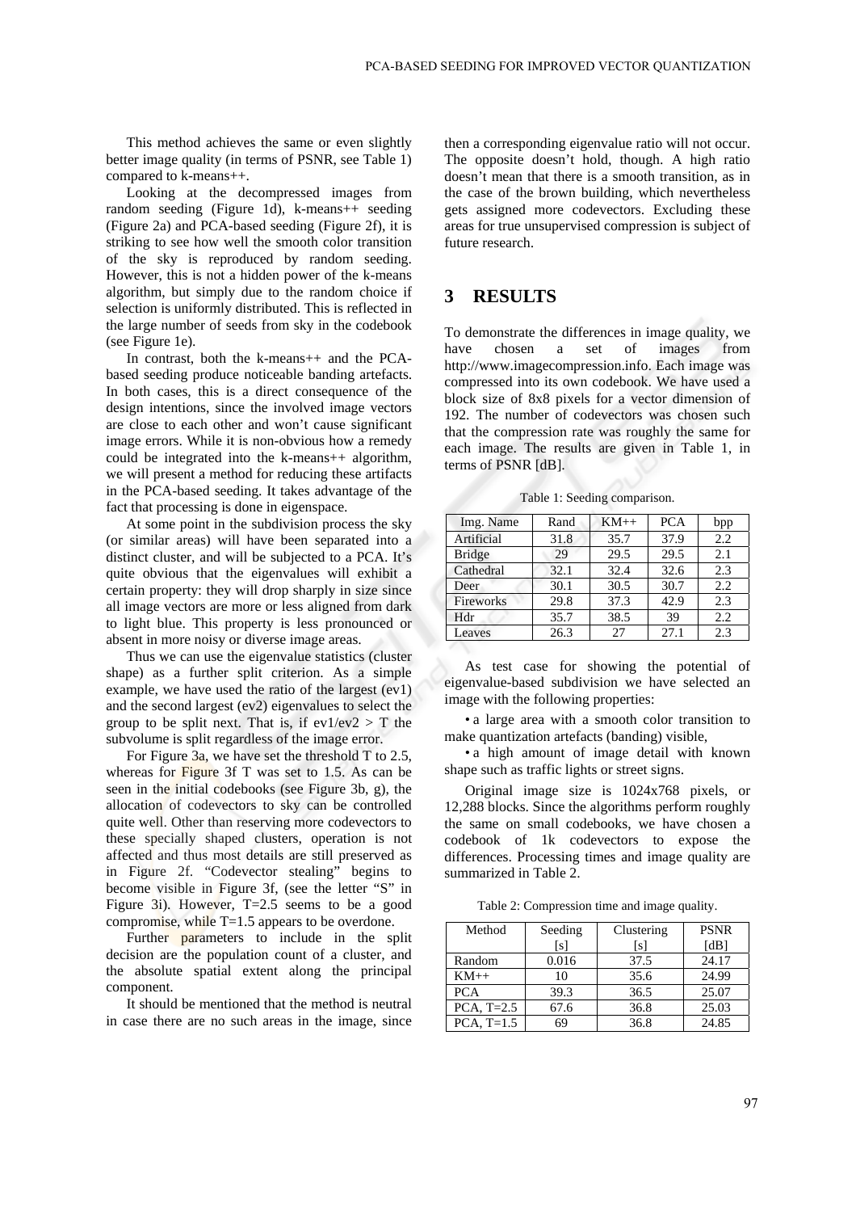This method achieves the same or even slightly better image quality (in terms of PSNR, see Table 1) compared to k-means++.

Looking at the decompressed images from random seeding (Figure 1d), k-means++ seeding (Figure 2a) and PCA-based seeding (Figure 2f), it is striking to see how well the smooth color transition of the sky is reproduced by random seeding. However, this is not a hidden power of the k-means algorithm, but simply due to the random choice if selection is uniformly distributed. This is reflected in the large number of seeds from sky in the codebook (see Figure 1e).

In contrast, both the k-means++ and the PCA-based seeding produce noticeable banding artefacts. In both cases, this is a direct consequence of the design intentions, since the involved image vectors are close to each other and won't cause significant image errors. While it is non-obvious how a remedy could be integrated into the k-means++ algorithm, we will present a method for reducing these artifacts in the PCA-based seeding. It takes advantage of the fact that processing is done in eigenspace.

At some point in the subdivision process the sky (or similar areas) will have been separated into a distinct cluster, and will be subjected to a PCA. It's quite obvious that the eigenvalues will exhibit a certain property: they will drop sharply in size since all image vectors are more or less aligned from dark to light blue. This property is less pronounced or absent in more noisy or diverse image areas.

Thus we can use the eigenvalue statistics (cluster shape) as a further split criterion. As a simple example, we have used the ratio of the largest (ev1) and the second largest (ev2) eigenvalues to select the group to be split next. That is, if $ev1/ev2 > T$ the subvolume is split regardless of the image error.

For Figure 3a, we have set the threshold T to 2.5, whereas for Figure 3f T was set to 1.5. As can be seen in the initial codebooks (see Figure 3b, g), the allocation of codevectors to sky can be controlled quite well. Other than reserving more codevectors to these specially shaped clusters, operation is not affected and thus most details are still preserved as in Figure 2f. "Codevector stealing" begins to become visible in Figure 3f, (see the letter "S" in Figure 3i). However, T=2.5 seems to be a good compromise, while T=1.5 appears to be overdone.

Further parameters to include in the split decision are the population count of a cluster, and the absolute spatial extent along the principal component.

It should be mentioned that the method is neutral in case there are no such areas in the image, since then a corresponding eigenvalue ratio will not occur. The opposite doesn't hold, though. A high ratio doesn't mean that there is a smooth transition, as in the case of the brown building, which nevertheless gets assigned more codevectors. Excluding these areas for true unsupervised compression is subject of future research.

## 3 RESULTS

To demonstrate the differences in image quality, we have chosen a set of images from http://www.imagecompression.info. Each image was compressed into its own codebook. We have used a block size of 8x8 pixels for a vector dimension of 192. The number of codevectors was chosen such that the compression rate was roughly the same for each image. The results are given in Table 1, in terms of PSNR [dB].

Table 1: Seeding comparison.

| Img. Name | Rand | KM++ | PCA | bpp |
|---|---|---|---|---|
| Artificial | 31.8 | 35.7 | 37.9 | 2.2 |
| Bridge | 29 | 29.5 | 29.5 | 2.1 |
| Cathedral | 32.1 | 32.4 | 32.6 | 2.3 |
| Deer | 30.1 | 30.5 | 30.7 | 2.2 |
| Fireworks | 29.8 | 37.3 | 42.9 | 2.3 |
| Hdr | 35.7 | 38.5 | 39 | 2.2 |
| Leaves | 26.3 | 27 | 27.1 | 2.3 |

As test case for showing the potential of eigenvalue-based subdivision we have selected an image with the following properties:

- a large area with a smooth color transition to make quantization artefacts (banding) visible,
- a high amount of image detail with known shape such as traffic lights or street signs.

Original image size is 1024x768 pixels, or 12,288 blocks. Since the algorithms perform roughly the same on small codebooks, we have chosen a codebook of 1k codevectors to expose the differences. Processing times and image quality are summarized in Table 2.

Table 2: Compression time and image quality.

| Method | Seeding [s] | Clustering [s] | PSNR [dB] |
|---|---|---|---|
| Random | 0.016 | 37.5 | 24.17 |
| KM++ | 10 | 35.6 | 24.99 |
| PCA | 39.3 | 36.5 | 25.07 |
| PCA, T=2.5 | 67.6 | 36.8 | 25.03 |
| PCA, T=1.5 | 69 | 36.8 | 24.85 |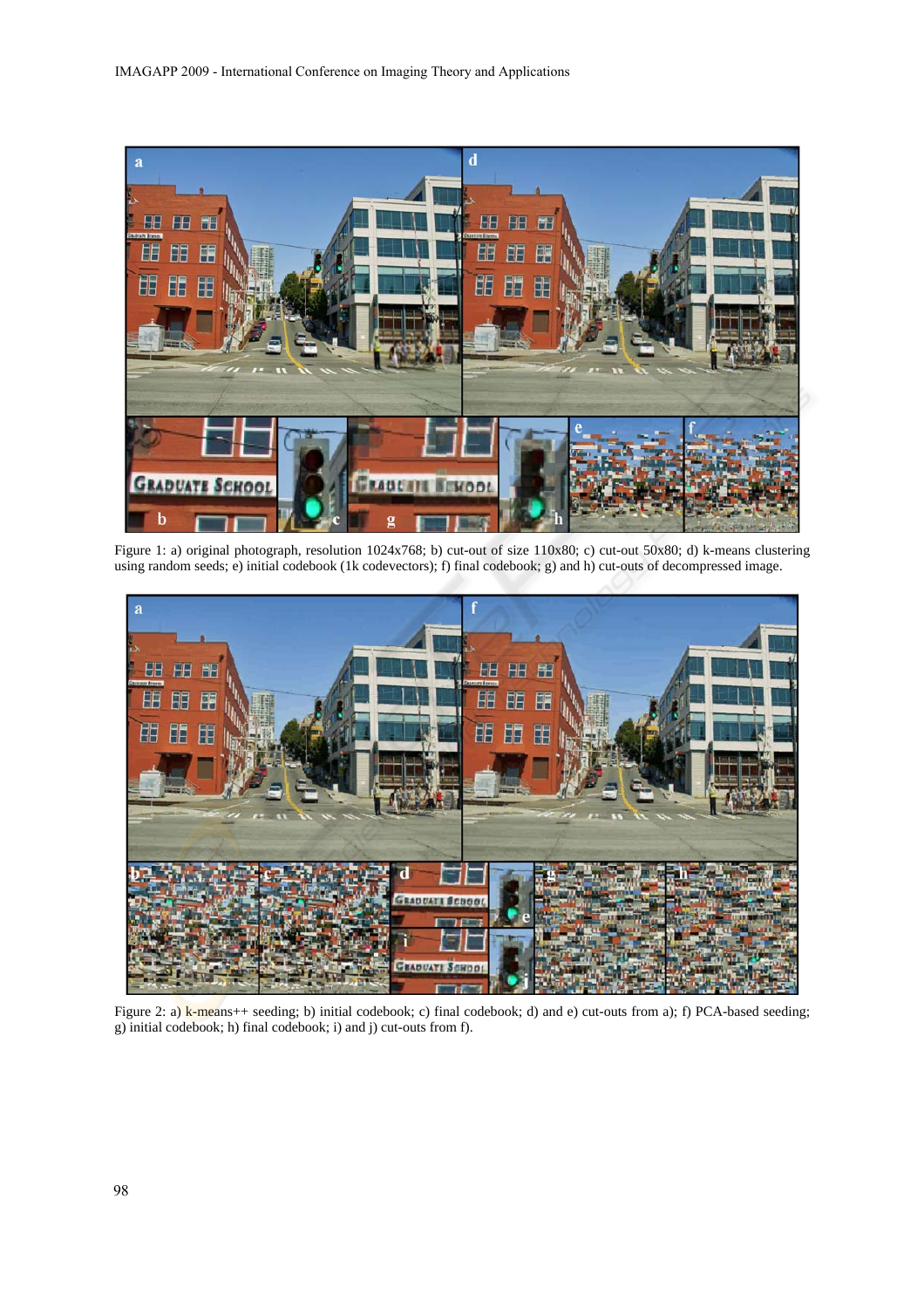Figure 1: a) original photograph, resolution 1024x768; b) cut-out of size 110x80; c) cut-out 50x80; d) k-means clustering using random seeds; e) initial codebook (1k codevectors); f) final codebook; g) and h) cut-outs of decompressed image.

Figure 2: a) k-means++ seeding; b) initial codebook; c) final codebook; d) and e) cut-outs from a); f) PCA-based seeding; g) initial codebook; h) final codebook; i) and j) cut-outs from f).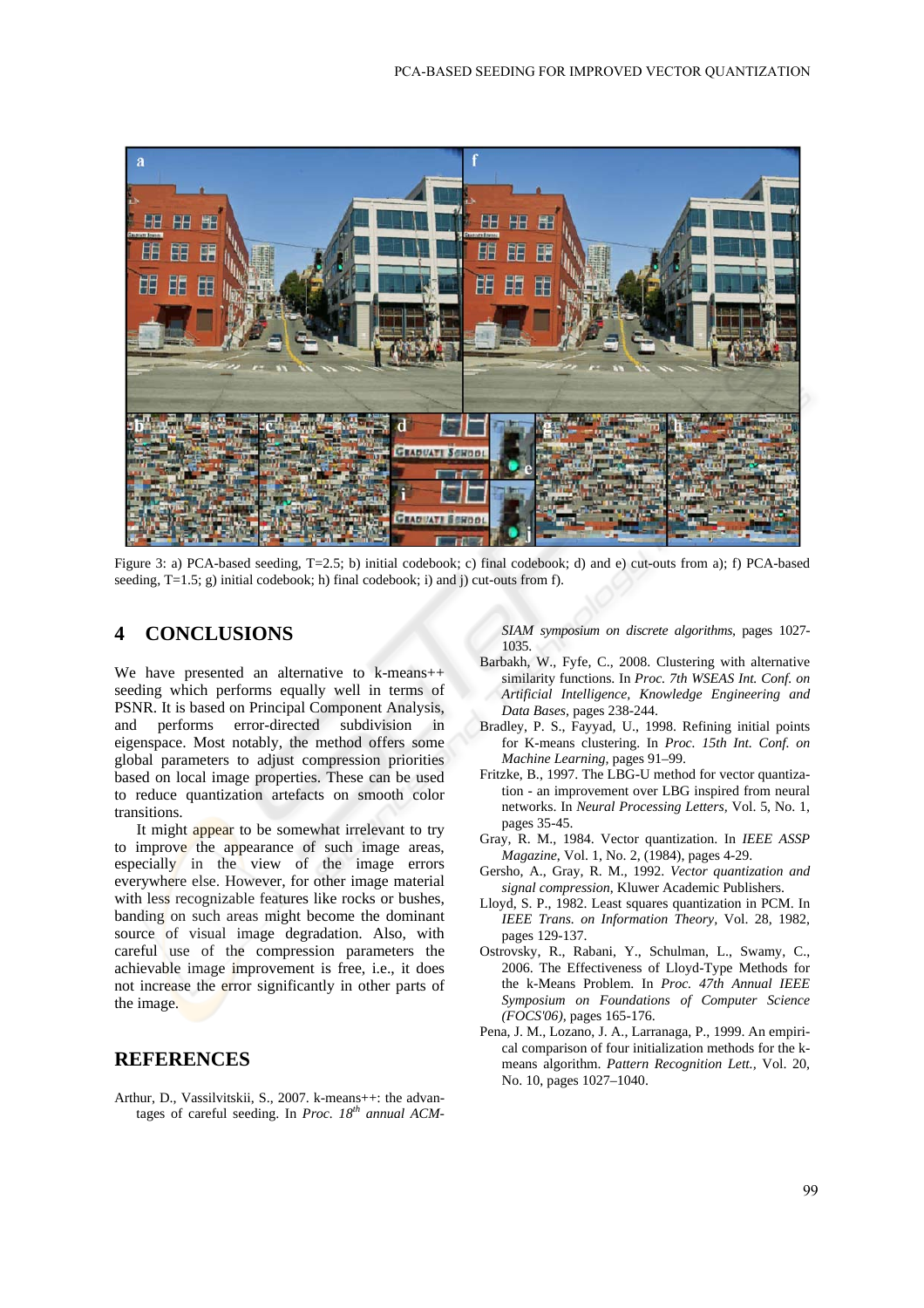Figure 3: a) PCA-based seeding, T=2.5; b) initial codebook; c) final codebook; d) and e) cut-outs from a); f) PCA-based seeding, T=1.5; g) initial codebook; h) final codebook; i) and j) cut-outs from f).

## 4 CONCLUSIONS

We have presented an alternative to k-means++ seeding which performs equally well in terms of PSNR. It is based on Principal Component Analysis, and performs error-directed subdivision in eigenspace. Most notably, the method offers some global parameters to adjust compression priorities based on local image properties. These can be used to reduce quantization artefacts on smooth color transitions.

It might appear to be somewhat irrelevant to try to improve the appearance of such image areas, especially in the view of the image errors everywhere else. However, for other image material with less recognizable features like rocks or bushes, banding on such areas might become the dominant source of visual image degradation. Also, with careful use of the compression parameters the achievable image improvement is free, i.e., it does not increase the error significantly in other parts of the image.

## REFERENCES

Arthur, D., Vassilvitskii, S., 2007. k-means++: the advantages of careful seeding. In *Proc. 18th annual ACM-SIAM symposium on discrete algorithms*, pages 1027-1035.

Barbakh, W., Fyfe, C., 2008. Clustering with alternative similarity functions. In *Proc. 7th WSEAS Int. Conf. on Artificial Intelligence, Knowledge Engineering and Data Bases*, pages 238-244.

Bradley, P. S., Fayyad, U., 1998. Refining initial points for K-means clustering. In *Proc. 15th Int. Conf. on Machine Learning*, pages 91–99.

Fritzke, B., 1997. The LBG-U method for vector quantization - an improvement over LBG inspired from neural networks. In *Neural Processing Letters*, Vol. 5, No. 1, pages 35-45.

Gray, R. M., 1984. Vector quantization. In *IEEE ASSP Magazine*, Vol. 1, No. 2, (1984), pages 4-29.

Gersho, A., Gray, R. M., 1992. *Vector quantization and signal compression*, Kluwer Academic Publishers.

Lloyd, S. P., 1982. Least squares quantization in PCM. In *IEEE Trans. on Information Theory*, Vol. 28, 1982, pages 129-137.

Ostrovsky, R., Rabani, Y., Schulman, L., Swamy, C., 2006. The Effectiveness of Lloyd-Type Methods for the k-Means Problem. In *Proc. 47th Annual IEEE Symposium on Foundations of Computer Science (FOCS'06)*, pages 165-176.

Pena, J. M., Lozano, J. A., Larranaga, P., 1999. An empirical comparison of four initialization methods for the k-means algorithm. *Pattern Recognition Lett.*, Vol. 20, No. 10, pages 1027–1040.